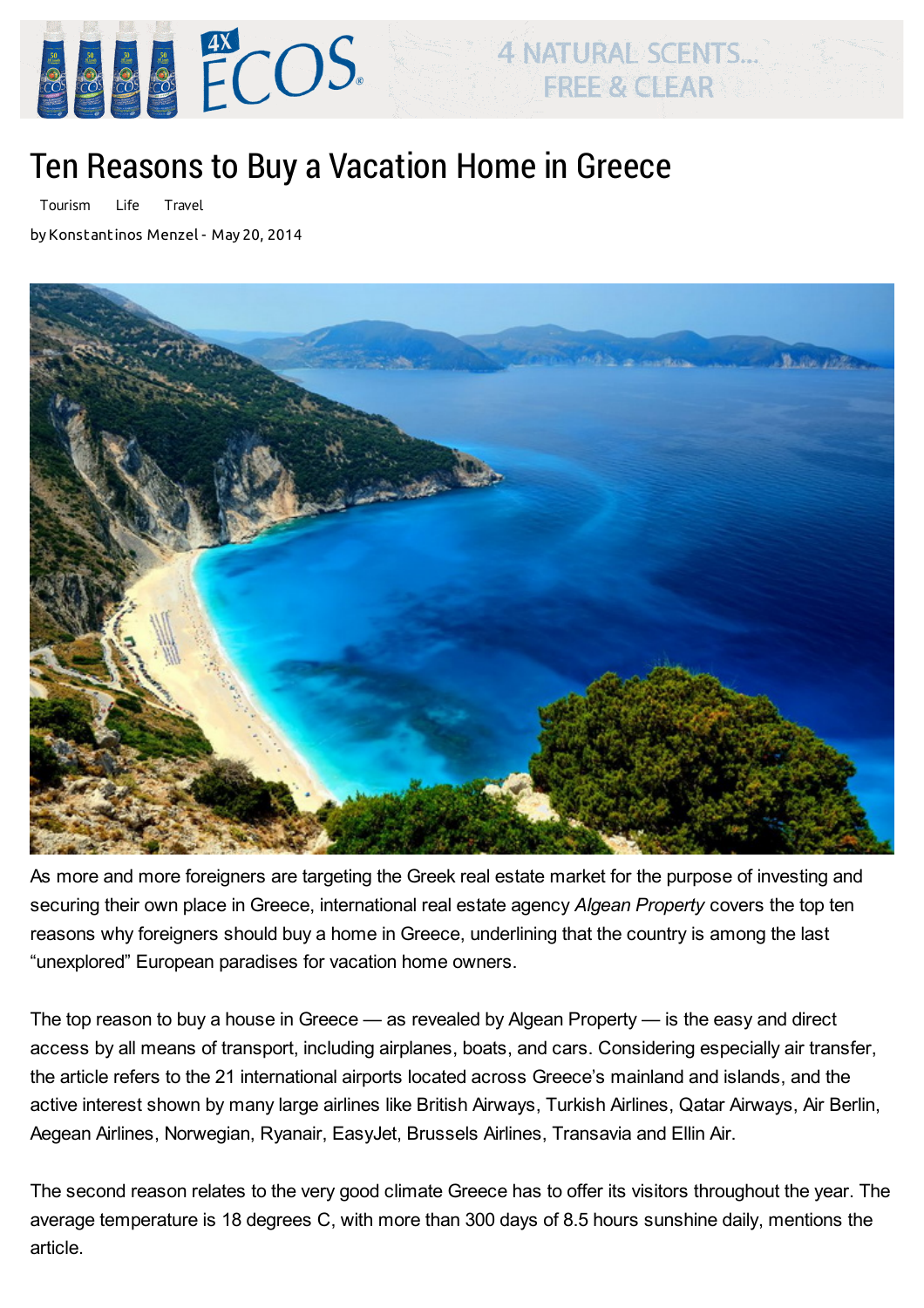# Ten Reasons to Buy a Vacation Home in Greece

Tourism Life Travel

by Konstantinos Menzel - May 20, 2014

As more and more foreigners are targeting the Greek real estate market for the purpose of investing and securing their own place in Greece, international real estate agency *Algean Property* covers the top ten reasons why foreigners should buy a home in Greece, underlining that the country is among the last "unexplored" European paradises for vacation home owners.

The top reason to buy a house in Greece — as revealed by Algean Property — is the easy and direct access by all means of transport, including airplanes, boats, and cars. Considering especially air transfer, the article refers to the 21 international airports located across Greece's mainland and islands, and the active interest shown by many large airlines like British Airways, Turkish Airlines, Qatar Airways, Air Berlin, Aegean Airlines, Norwegian, Ryanair, EasyJet, Brussels Airlines, Transavia and Ellin Air.

The second reason relates to the very good climate Greece has to offer its visitors throughout the year. The average temperature is 18 degrees C, with more than 300 days of 8.5 hours sunshine daily, mentions the article.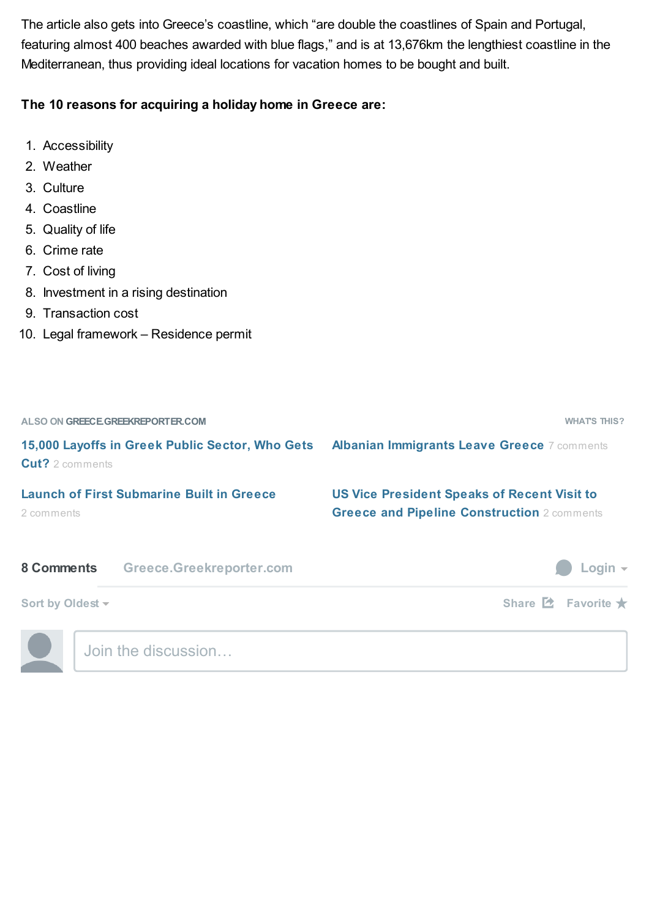The article also gets into Greece's coastline, which "are double the coastlines of Spain and Portugal, featuring almost 400 beaches awarded with blue flags," and is at 13,676km the lengthiest coastline in the Mediterranean, thus providing ideal locations for vacation homes to be bought and built.

**The 10 reasons for acquiring a holiday home in Greece are:**

1. Accessibility
2. Weather
3. Culture
4. Coastline
5. Quality of life
6. Crime rate
7. Cost of living
8. Investment in a rising destination
9. Transaction cost
10. Legal framework – Residence permit

ALSO ON GREECE.GREEKREPORTER.COM

WHAT'S THIS?

**15,000 Layoffs in Greek Public Sector, Who Gets Cut?** 2 comments

**Albanian Immigrants Leave Greece** 7 comments

**Launch of First Submarine Built in Greece** 2 comments

**US Vice President Speaks of Recent Visit to Greece and Pipeline Construction** 2 comments

**8 Comments** Greece.Greekreporter.com

Login

Sort by Oldest

Share Favorite

Join the discussion…